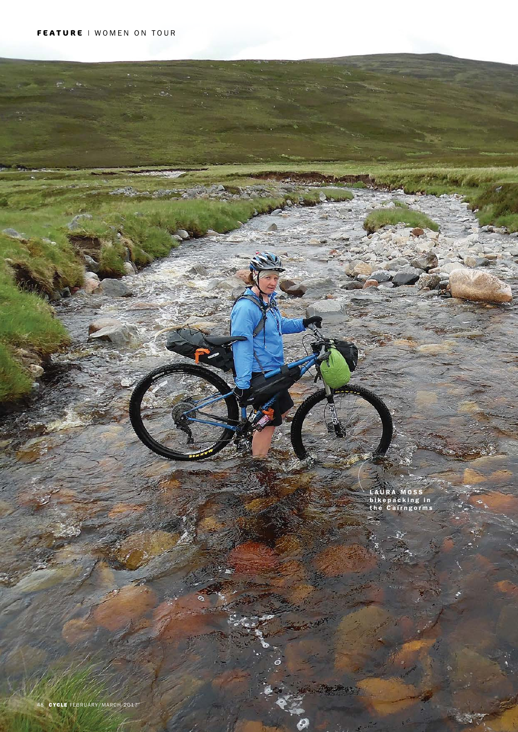LAURA MOSS bikepacking in the Cairngorms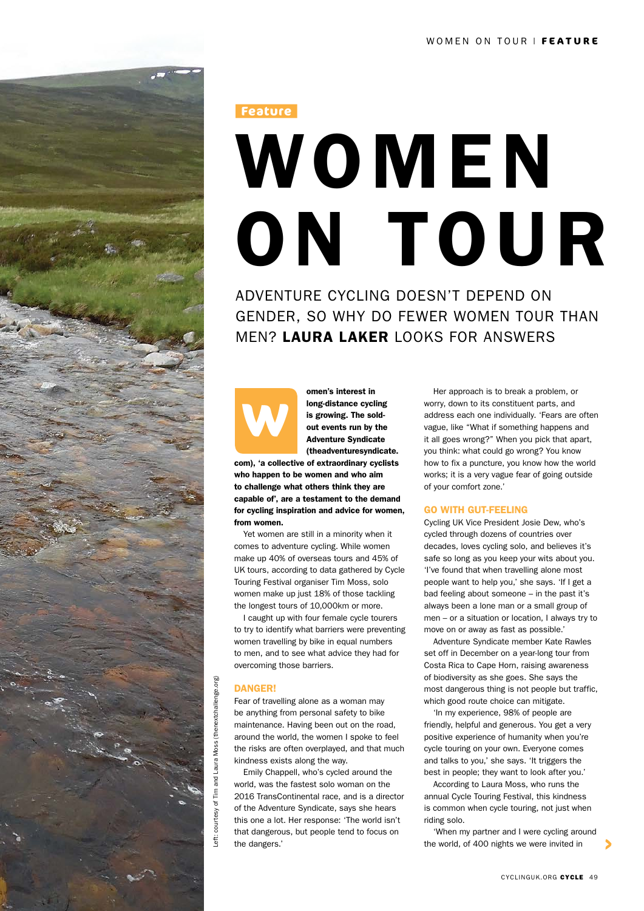Feature

# WOMEN ON TOUR

ADVENTURE CYCLING DOESN'T DEPEND ON GENDER, SO WHY DO FEWER WOMEN TOUR THAN MEN? **LAURA LAKER** LOOKS FOR ANSWERS

**Women's interest in long-distance cycling is growing. The sold-out events run by the Adventure Syndicate (theadventuresyndicate.com), 'a collective of extraordinary cyclists who happen to be women and who aim to challenge what others think they are capable of', are a testament to the demand for cycling inspiration and advice for women, from women.**

Yet women are still in a minority when it comes to adventure cycling. While women make up 40% of overseas tours and 45% of UK tours, according to data gathered by Cycle Touring Festival organiser Tim Moss, solo women make up just 18% of those tackling the longest tours of 10,000km or more.

I caught up with four female cycle tourers to try to identify what barriers were preventing women travelling by bike in equal numbers to men, and to see what advice they had for overcoming those barriers.

## DANGER!

Fear of travelling alone as a woman may be anything from personal safety to bike maintenance. Having been out on the road, around the world, the women I spoke to feel the risks are often overplayed, and that much kindness exists along the way.

Emily Chappell, who's cycled around the world, was the fastest solo woman on the 2016 TransContinental race, and is a director of the Adventure Syndicate, says she hears this one a lot. Her response: 'The world isn't that dangerous, but people tend to focus on the dangers.'

Her approach is to break a problem, or worry, down to its constituent parts, and address each one individually. 'Fears are often vague, like "What if something happens and it all goes wrong?" When you pick that apart, you think: what could go wrong? You know how to fix a puncture, you know how the world works; it is a very vague fear of going outside of your comfort zone.'

## GO WITH GUT-FEELING

Cycling UK Vice President Josie Dew, who's cycled through dozens of countries over decades, loves cycling solo, and believes it's safe so long as you keep your wits about you. 'I've found that when travelling alone most people want to help you,' she says. 'If I get a bad feeling about someone – in the past it's always been a lone man or a small group of men – or a situation or location, I always try to move on or away as fast as possible.'

Adventure Syndicate member Kate Rawles set off in December on a year-long tour from Costa Rica to Cape Horn, raising awareness of biodiversity as she goes. She says the most dangerous thing is not people but traffic, which good route choice can mitigate.

'In my experience, 98% of people are friendly, helpful and generous. You get a very positive experience of humanity when you're cycle touring on your own. Everyone comes and talks to you,' she says. 'It triggers the best in people; they want to look after you.'

According to Laura Moss, who runs the annual Cycle Touring Festival, this kindness is common when cycle touring, not just when riding solo.

'When my partner and I were cycling around the world, of 400 nights we were invited in

Left: courtesy of Tim and Laura Moss (thenextchallenge.org)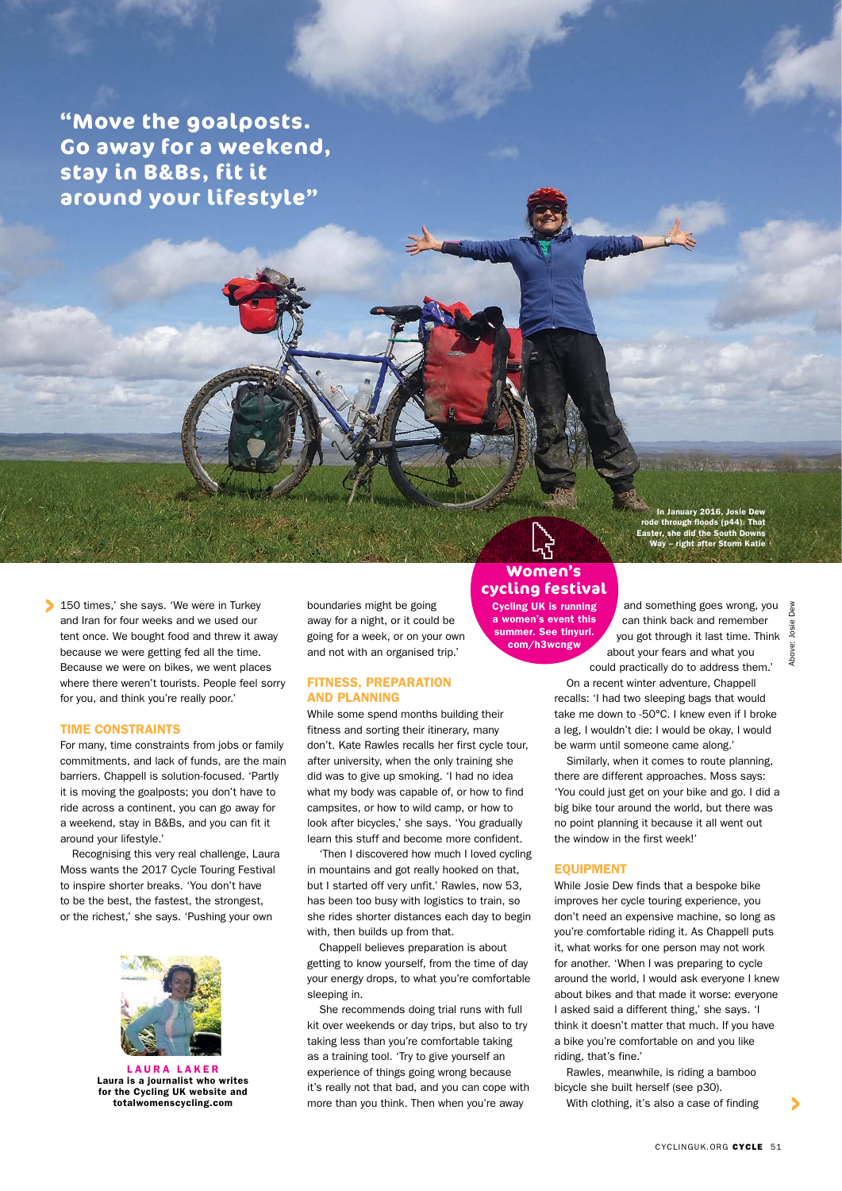**"Move the goalposts. Go away for a weekend, stay in B&Bs, fit it around your lifestyle"**

In January 2016, Josie Dew rode through floods (p44). That Easter, she did the South Downs Way – right after Storm Katie

Above: Josie Dew

150 times,' she says. 'We were in Turkey and Iran for four weeks and we used our tent once. We bought food and threw it away because we were getting fed all the time. Because we were on bikes, we went places where there weren't tourists. People feel sorry for you, and think you're really poor.'

## TIME CONSTRAINTS

For many, time constraints from jobs or family commitments, and lack of funds, are the main barriers. Chappell is solution-focused. 'Partly it is moving the goalposts; you don't have to ride across a continent, you can go away for a weekend, stay in B&Bs, and you can fit it around your lifestyle.'

Recognising this very real challenge, Laura Moss wants the 2017 Cycle Touring Festival to inspire shorter breaks. 'You don't have to be the best, the fastest, the strongest, or the richest,' she says. 'Pushing your own boundaries might be going away for a night, or it could be going for a week, or on your own and not with an organised trip.'

## FITNESS, PREPARATION AND PLANNING

While some spend months building their fitness and sorting their itinerary, many don't. Kate Rawles recalls her first cycle tour, after university, when the only training she did was to give up smoking. 'I had no idea what my body was capable of, or how to find campsites, or how to wild camp, or how to look after bicycles,' she says. 'You gradually learn this stuff and become more confident.

'Then I discovered how much I loved cycling in mountains and got really hooked on that, but I started off very unfit.' Rawles, now 53, has been too busy with logistics to train, so she rides shorter distances each day to begin with, then builds up from that.

Chappell believes preparation is about getting to know yourself, from the time of day your energy drops, to what you're comfortable sleeping in.

She recommends doing trial runs with full kit over weekends or day trips, but also to try taking less than you're comfortable taking as a training tool. 'Try to give yourself an experience of things going wrong because it's really not that bad, and you can cope with more than you think. Then when you're away and something goes wrong, you can think back and remember you got through it last time. Think about your fears and what you could practically do to address them.'

On a recent winter adventure, Chappell recalls: 'I had two sleeping bags that would take me down to -50°C. I knew even if I broke a leg, I wouldn't die: I would be okay, I would be warm until someone came along.'

Similarly, when it comes to route planning, there are different approaches. Moss says: 'You could just get on your bike and go. I did a big bike tour around the world, but there was no point planning it because it all went out the window in the first week!'

**Women's cycling festival**
**Cycling UK is running a women's event this summer. See tinyurl.com/h3wcngw**

## EQUIPMENT

While Josie Dew finds that a bespoke bike improves her cycle touring experience, you don't need an expensive machine, so long as you're comfortable riding it. As Chappell puts it, what works for one person may not work for another. 'When I was preparing to cycle around the world, I would ask everyone I knew about bikes and that made it worse: everyone I asked said a different thing,' she says. 'I think it doesn't matter that much. If you have a bike you're comfortable on and you like riding, that's fine.'

Rawles, meanwhile, is riding a bamboo bicycle she built herself (see p30).

With clothing, it's also a case of finding

**LAURA LAKER**
**Laura is a journalist who writes for the Cycling UK website and totalwomenscycling.com**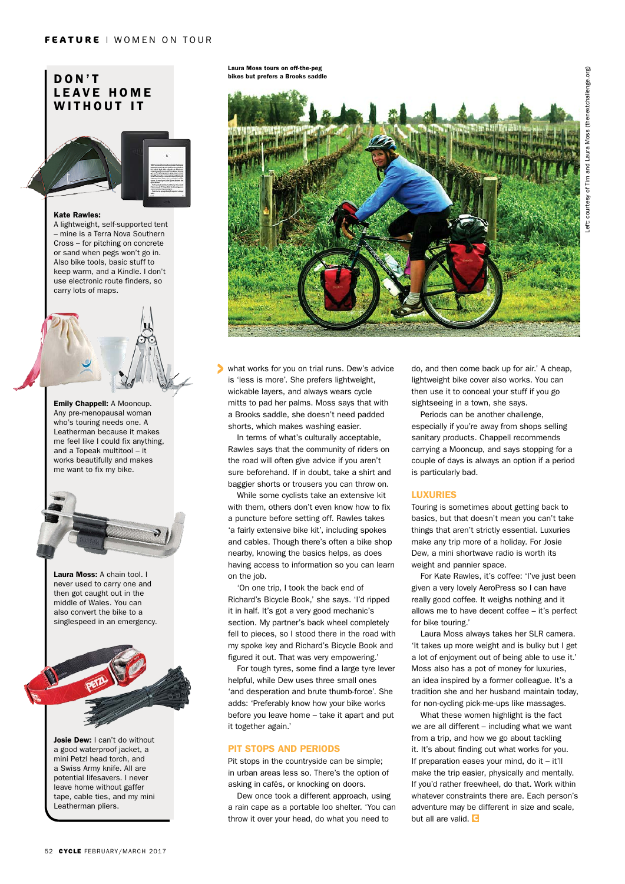## DON'T LEAVE HOME WITHOUT IT

**Kate Rawles:** A lightweight, self-supported tent – mine is a Terra Nova Southern Cross – for pitching on concrete or sand when pegs won't go in. Also bike tools, basic stuff to keep warm, and a Kindle. I don't use electronic route finders, so carry lots of maps.

**Emily Chappell:** A Mooncup. Any pre-menopausal woman who's touring needs one. A Leatherman because it makes me feel like I could fix anything, and a Topeak multitool – it works beautifully and makes me want to fix my bike.

**Laura Moss:** A chain tool. I never used to carry one and then got caught out in the middle of Wales. You can also convert the bike to a singlespeed in an emergency.

**Josie Dew:** I can't do without a good waterproof jacket, a mini Petzl head torch, and a Swiss Army knife. All are potential lifesavers. I never leave home without gaffer tape, cable ties, and my mini Leatherman pliers.

Laura Moss tours on off-the-peg bikes but prefers a Brooks saddle

Left: courtesy of Tim and Laura Moss (thenextchallenge.org)

what works for you on trial runs. Dew's advice is 'less is more'. She prefers lightweight, wickable layers, and always wears cycle mitts to pad her palms. Moss says that with a Brooks saddle, she doesn't need padded shorts, which makes washing easier.

In terms of what's culturally acceptable, Rawles says that the community of riders on the road will often give advice if you aren't sure beforehand. If in doubt, take a shirt and baggier shorts or trousers you can throw on.

While some cyclists take an extensive kit with them, others don't even know how to fix a puncture before setting off. Rawles takes 'a fairly extensive bike kit', including spokes and cables. Though there's often a bike shop nearby, knowing the basics helps, as does having access to information so you can learn on the job.

'On one trip, I took the back end of Richard's Bicycle Book,' she says. 'I'd ripped it in half. It's got a very good mechanic's section. My partner's back wheel completely fell to pieces, so I stood there in the road with my spoke key and Richard's Bicycle Book and figured it out. That was very empowering.'

For tough tyres, some find a large tyre lever helpful, while Dew uses three small ones 'and desperation and brute thumb-force'. She adds: 'Preferably know how your bike works before you leave home – take it apart and put it together again.'

### PIT STOPS AND PERIODS

Pit stops in the countryside can be simple; in urban areas less so. There's the option of asking in cafés, or knocking on doors.

Dew once took a different approach, using a rain cape as a portable loo shelter. 'You can throw it over your head, do what you need to do, and then come back up for air.' A cheap, lightweight bike cover also works. You can then use it to conceal your stuff if you go sightseeing in a town, she says.

Periods can be another challenge, especially if you're away from shops selling sanitary products. Chappell recommends carrying a Mooncup, and says stopping for a couple of days is always an option if a period is particularly bad.

### LUXURIES

Touring is sometimes about getting back to basics, but that doesn't mean you can't take things that aren't strictly essential. Luxuries make any trip more of a holiday. For Josie Dew, a mini shortwave radio is worth its weight and pannier space.

For Kate Rawles, it's coffee: 'I've just been given a very lovely AeroPress so I can have really good coffee. It weighs nothing and it allows me to have decent coffee – it's perfect for bike touring.'

Laura Moss always takes her SLR camera. 'It takes up more weight and is bulky but I get a lot of enjoyment out of being able to use it.' Moss also has a pot of money for luxuries, an idea inspired by a former colleague. It's a tradition she and her husband maintain today, for non-cycling pick-me-ups like massages.

What these women highlight is the fact we are all different – including what we want from a trip, and how we go about tackling it. It's about finding out what works for you. If preparation eases your mind, do it – it'll make the trip easier, physically and mentally. If you'd rather freewheel, do that. Work within whatever constraints there are. Each person's adventure may be different in size and scale, but all are valid.